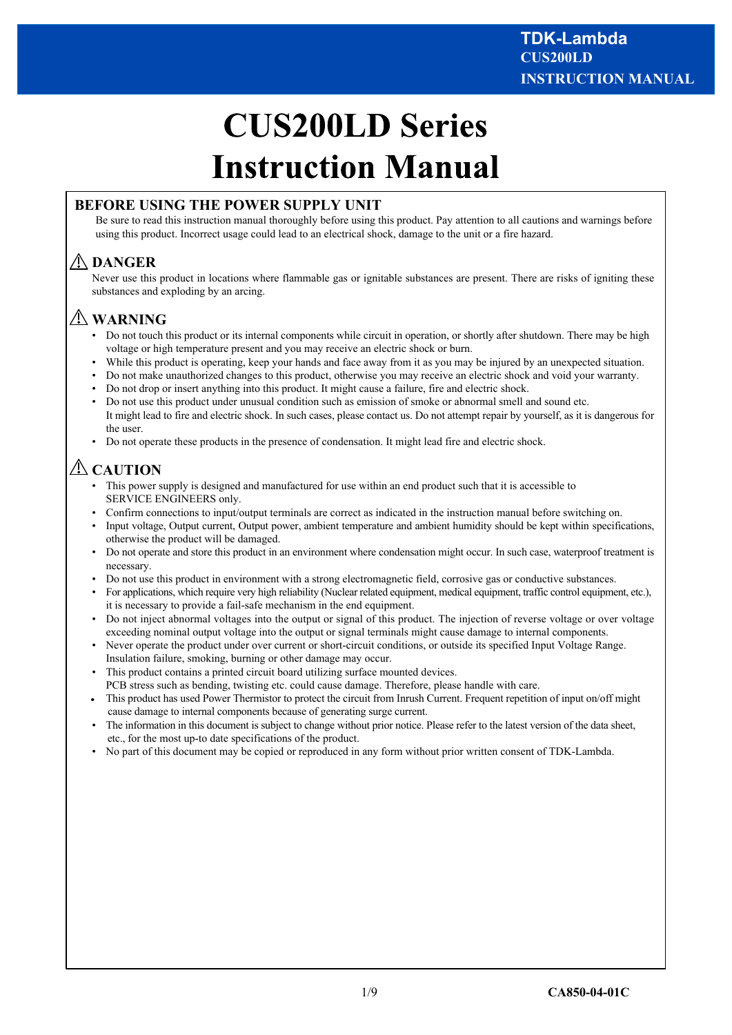# CUS200LD Series Instruction Manual

## BEFORE USING THE POWER SUPPLY UNIT

Be sure to read this instruction manual thoroughly before using this product. Pay attention to all cautions and warnings before using this product. Incorrect usage could lead to an electrical shock, damage to the unit or a fire hazard.

## ⚠ DANGER

Never use this product in locations where flammable gas or ignitable substances are present. There are risks of igniting these substances and exploding by an arcing.

## ⚠ WARNING

- Do not touch this product or its internal components while circuit in operation, or shortly after shutdown. There may be high voltage or high temperature present and you may receive an electric shock or burn.
- While this product is operating, keep your hands and face away from it as you may be injured by an unexpected situation.
- Do not make unauthorized changes to this product, otherwise you may receive an electric shock and void your warranty.
- Do not drop or insert anything into this product. It might cause a failure, fire and electric shock.
- Do not use this product under unusual condition such as emission of smoke or abnormal smell and sound etc. It might lead to fire and electric shock. In such cases, please contact us. Do not attempt repair by yourself, as it is dangerous for the user.
- Do not operate these products in the presence of condensation. It might lead fire and electric shock.

## ⚠ CAUTION

- This power supply is designed and manufactured for use within an end product such that it is accessible to SERVICE ENGINEERS only.
- Confirm connections to input/output terminals are correct as indicated in the instruction manual before switching on.
- Input voltage, Output current, Output power, ambient temperature and ambient humidity should be kept within specifications, otherwise the product will be damaged.
- Do not operate and store this product in an environment where condensation might occur. In such case, waterproof treatment is necessary.
- Do not use this product in environment with a strong electromagnetic field, corrosive gas or conductive substances.
- For applications, which require very high reliability (Nuclear related equipment, medical equipment, traffic control equipment, etc.), it is necessary to provide a fail-safe mechanism in the end equipment.
- Do not inject abnormal voltages into the output or signal of this product. The injection of reverse voltage or over voltage exceeding nominal output voltage into the output or signal terminals might cause damage to internal components.
- Never operate the product under over current or short-circuit conditions, or outside its specified Input Voltage Range. Insulation failure, smoking, burning or other damage may occur.
- This product contains a printed circuit board utilizing surface mounted devices. PCB stress such as bending, twisting etc. could cause damage. Therefore, please handle with care.
- This product has used Power Thermistor to protect the circuit from Inrush Current. Frequent repetition of input on/off might cause damage to internal components because of generating surge current.
- The information in this document is subject to change without prior notice. Please refer to the latest version of the data sheet, etc., for the most up-to date specifications of the product.
- No part of this document may be copied or reproduced in any form without prior written consent of TDK-Lambda.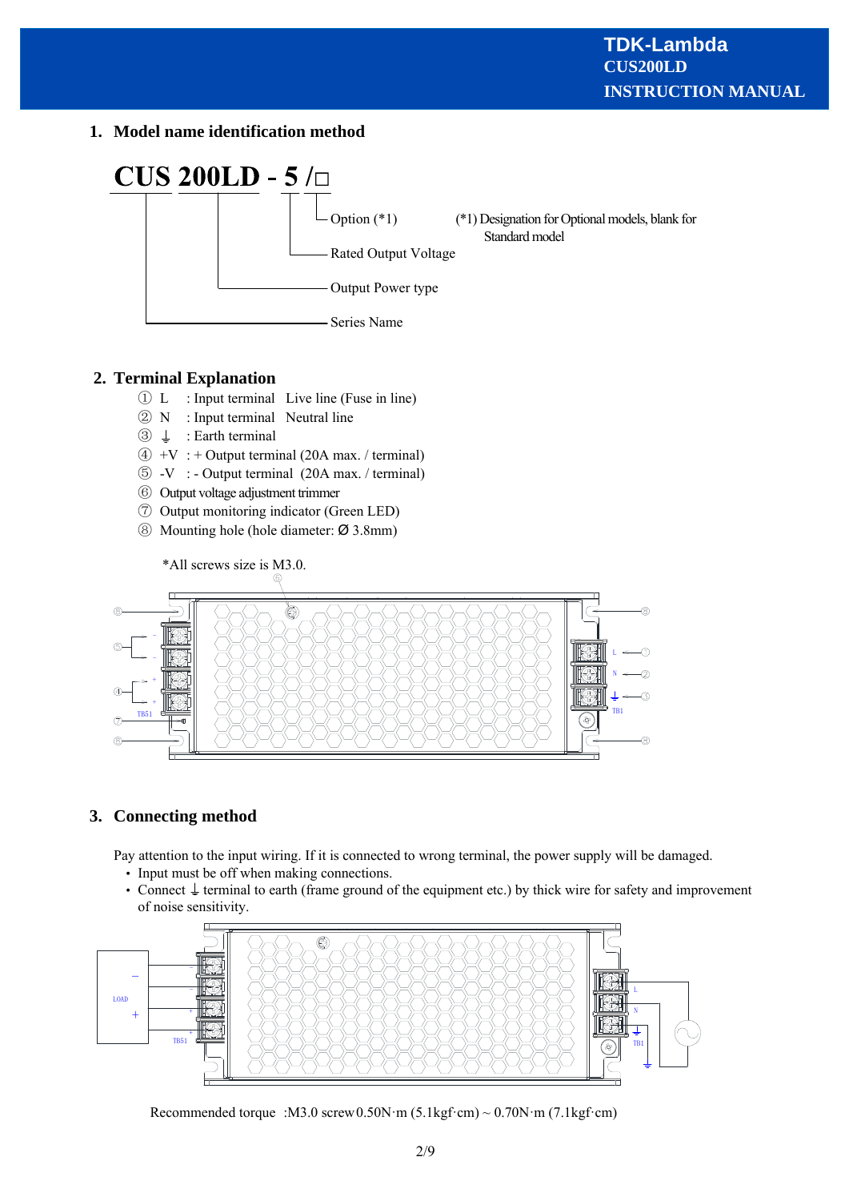## 1. Model name identification method

**CUS 200LD - 5 /□**

- Option (*1) — (*1) Designation for Optional models, blank for Standard model
- Rated Output Voltage
- Output Power type
- Series Name

## 2. Terminal Explanation

① L : Input terminal Live line (Fuse in line)
② N : Input terminal Neutral line
③ ⏚ : Earth terminal
④ +V : + Output terminal (20A max. / terminal)
⑤ -V : - Output terminal (20A max. / terminal)
⑥ Output voltage adjustment trimmer
⑦ Output monitoring indicator (Green LED)
⑧ Mounting hole (hole diameter: Ø 3.8mm)

*All screws size is M3.0.

## 3. Connecting method

Pay attention to the input wiring. If it is connected to wrong terminal, the power supply will be damaged.

- Input must be off when making connections.
- Connect ⏚ terminal to earth (frame ground of the equipment etc.) by thick wire for safety and improvement of noise sensitivity.

Recommended torque :M3.0 screw0.50N·m (5.1kgf·cm) ~ 0.70N·m (7.1kgf·cm)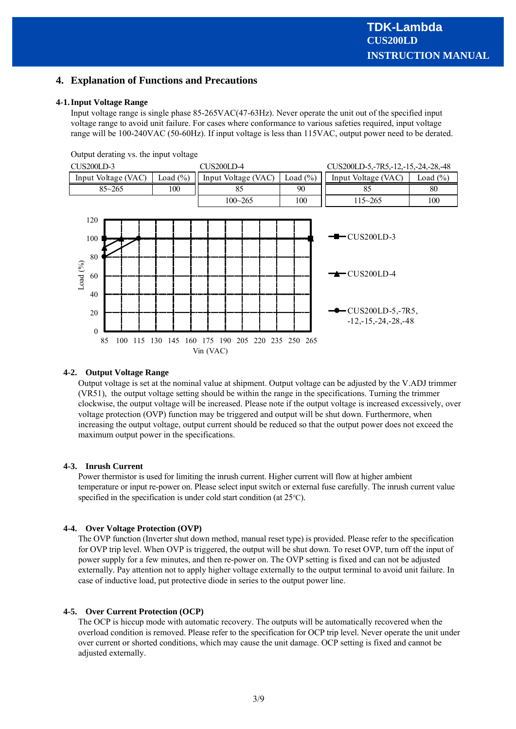## 4. Explanation of Functions and Precautions

### 4-1. Input Voltage Range

Input voltage range is single phase 85-265VAC(47-63Hz). Never operate the unit out of the specified input voltage range to avoid unit failure. For cases where conformance to various safeties required, input voltage range will be 100-240VAC (50-60Hz). If input voltage is less than 115VAC, output power need to be derated.

Output derating vs. the input voltage

CUS200LD-3

| Input Voltage (VAC) | Load (%) |
|---|---|
| 85~265 | 100 |

CUS200LD-4

| Input Voltage (VAC) | Load (%) |
|---|---|
| 85 | 90 |
| 100~265 | 100 |

CUS200LD-5,-7R5,-12,-15,-24,-28,-48

| Input Voltage (VAC) | Load (%) |
|---|---|
| 85 | 80 |
| 115~265 | 100 |

Load (%)

Vin (VAC)

CUS200LD-3

CUS200LD-4

CUS200LD-5,-7R5, -12,-15,-24,-28,-48

### 4-2. Output Voltage Range

Output voltage is set at the nominal value at shipment. Output voltage can be adjusted by the V.ADJ trimmer (VR51), the output voltage setting should be within the range in the specifications. Turning the trimmer clockwise, the output voltage will be increased. Please note if the output voltage is increased excessively, over voltage protection (OVP) function may be triggered and output will be shut down. Furthermore, when increasing the output voltage, output current should be reduced so that the output power does not exceed the maximum output power in the specifications.

### 4-3. Inrush Current

Power thermistor is used for limiting the inrush current. Higher current will flow at higher ambient temperature or input re-power on. Please select input switch or external fuse carefully. The inrush current value specified in the specification is under cold start condition (at 25℃).

### 4-4. Over Voltage Protection (OVP)

The OVP function (Inverter shut down method, manual reset type) is provided. Please refer to the specification for OVP trip level. When OVP is triggered, the output will be shut down. To reset OVP, turn off the input of power supply for a few minutes, and then re-power on. The OVP setting is fixed and can not be adjusted externally. Pay attention not to apply higher voltage externally to the output terminal to avoid unit failure. In case of inductive load, put protective diode in series to the output power line.

### 4-5. Over Current Protection (OCP)

The OCP is hiccup mode with automatic recovery. The outputs will be automatically recovered when the overload condition is removed. Please refer to the specification for OCP trip level. Never operate the unit under over current or shorted conditions, which may cause the unit damage. OCP setting is fixed and cannot be adjusted externally.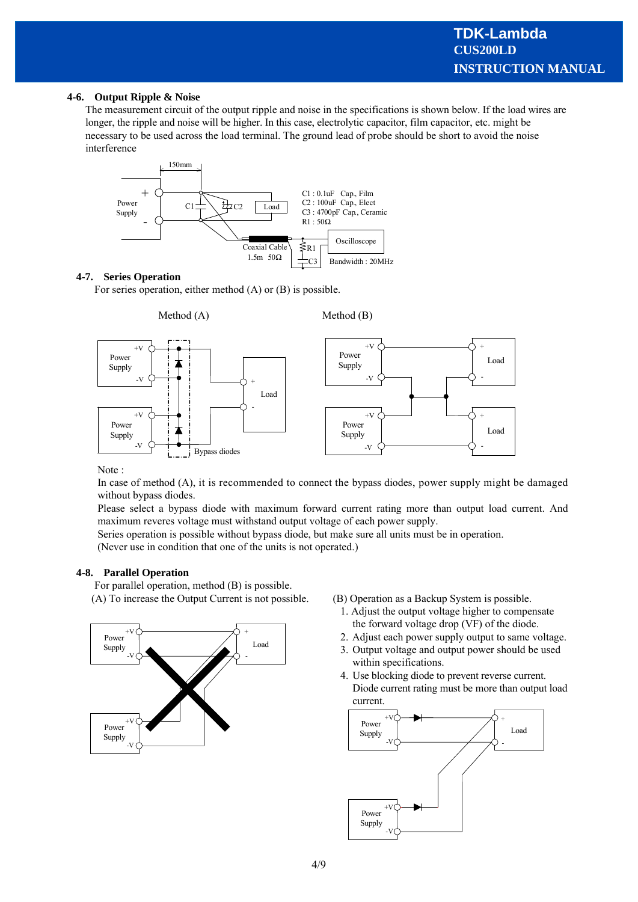### 4-6. Output Ripple & Noise

The measurement circuit of the output ripple and noise in the specifications is shown below. If the load wires are longer, the ripple and noise will be higher. In this case, electrolytic capacitor, film capacitor, etc. might be necessary to be used across the load terminal. The ground lead of probe should be short to avoid the noise interference

C1 : 0.1uF Cap., Film
C2 : 100uF Cap., Elect
C3 : 4700pF Cap., Ceramic
R1 : 50Ω

Coaxial Cable 1.5m 50Ω

Oscilloscope Bandwidth : 20MHz

### 4-7. Series Operation

For series operation, either method (A) or (B) is possible.

Method (A) Method (B)

Note :

In case of method (A), it is recommended to connect the bypass diodes, power supply might be damaged without bypass diodes.

Please select a bypass diode with maximum forward current rating more than output load current. And maximum reveres voltage must withstand output voltage of each power supply.

Series operation is possible without bypass diode, but make sure all units must be in operation.

(Never use in condition that one of the units is not operated.)

### 4-8. Parallel Operation

For parallel operation, method (B) is possible.

(A) To increase the Output Current is not possible.

(B) Operation as a Backup System is possible.

1. Adjust the output voltage higher to compensate the forward voltage drop (VF) of the diode.
2. Adjust each power supply output to same voltage.
3. Output voltage and output power should be used within specifications.
4. Use blocking diode to prevent reverse current. Diode current rating must be more than output load current.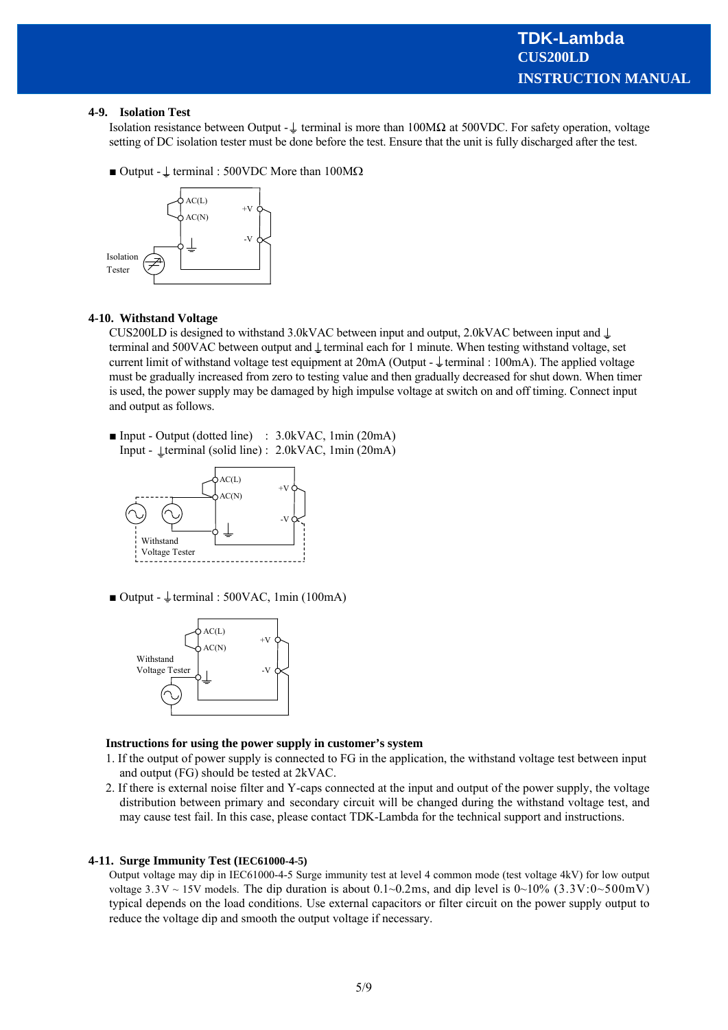## 4-9. Isolation Test

Isolation resistance between Output - ⏚ terminal is more than 100MΩ at 500VDC. For safety operation, voltage setting of DC isolation tester must be done before the test. Ensure that the unit is fully discharged after the test.

■ Output - ⏚ terminal : 500VDC More than 100MΩ

## 4-10. Withstand Voltage

CUS200LD is designed to withstand 3.0kVAC between input and output, 2.0kVAC between input and ⏚ terminal and 500VAC between output and ⏚ terminal each for 1 minute. When testing withstand voltage, set current limit of withstand voltage test equipment at 20mA (Output - ⏚ terminal : 100mA). The applied voltage must be gradually increased from zero to testing value and then gradually decreased for shut down. When timer is used, the power supply may be damaged by high impulse voltage at switch on and off timing. Connect input and output as follows.

■ Input - Output (dotted line) : 3.0kVAC, 1min (20mA)
Input - ⏚terminal (solid line) : 2.0kVAC, 1min (20mA)

■ Output - ⏚ terminal : 500VAC, 1min (100mA)

**Instructions for using the power supply in customer's system**

1. If the output of power supply is connected to FG in the application, the withstand voltage test between input and output (FG) should be tested at 2kVAC.
2. If there is external noise filter and Y-caps connected at the input and output of the power supply, the voltage distribution between primary and secondary circuit will be changed during the withstand voltage test, and may cause test fail. In this case, please contact TDK-Lambda for the technical support and instructions.

## 4-11. Surge Immunity Test (IEC61000-4-5)

Output voltage may dip in IEC61000-4-5 Surge immunity test at level 4 common mode (test voltage 4kV) for low output voltage 3.3V ~ 15V models. The dip duration is about 0.1~0.2ms, and dip level is 0~10% (3.3V:0~500mV) typical depends on the load conditions. Use external capacitors or filter circuit on the power supply output to reduce the voltage dip and smooth the output voltage if necessary.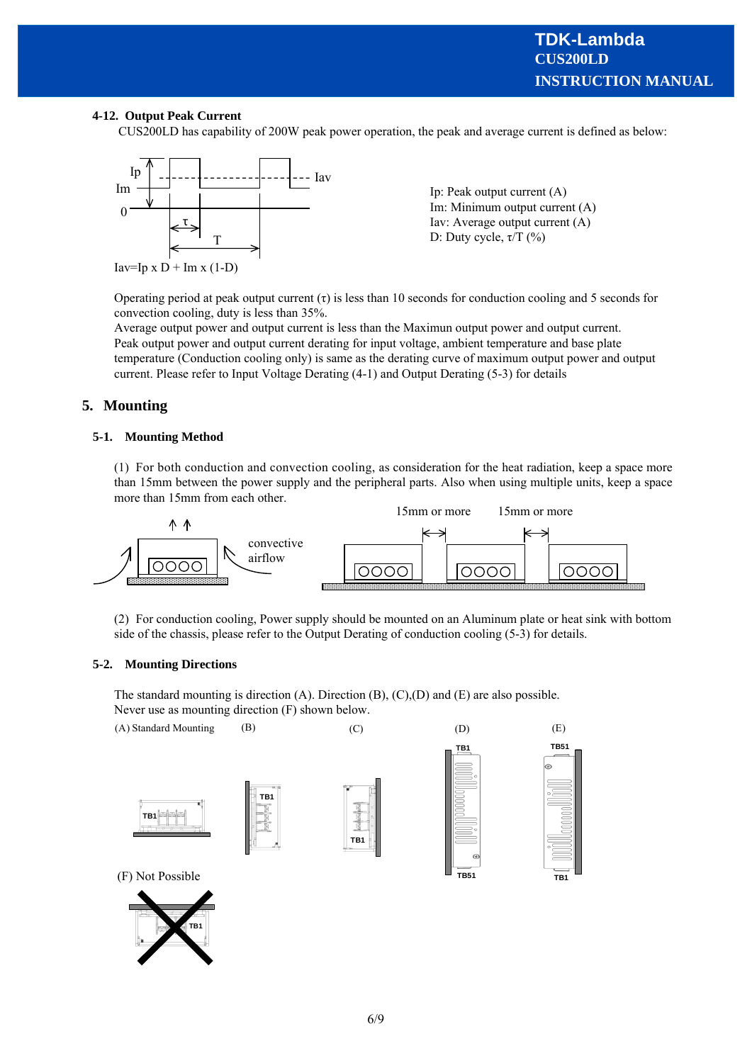#### 4-12. Output Peak Current

CUS200LD has capability of 200W peak power operation, the peak and average current is defined as below:

Ip: Peak output current (A)
Im: Minimum output current (A)
Iav: Average output current (A)
D: Duty cycle, τ/T (%)

Iav=Ip x D + Im x (1-D)

Operating period at peak output current (τ) is less than 10 seconds for conduction cooling and 5 seconds for convection cooling, duty is less than 35%.
Average output power and output current is less than the Maximun output power and output current.
Peak output power and output current derating for input voltage, ambient temperature and base plate temperature (Conduction cooling only) is same as the derating curve of maximum output power and output current. Please refer to Input Voltage Derating (4-1) and Output Derating (5-3) for details

## 5. Mounting

### 5-1. Mounting Method

(1) For both conduction and convection cooling, as consideration for the heat radiation, keep a space more than 15mm between the power supply and the peripheral parts. Also when using multiple units, keep a space more than 15mm from each other.

(2) For conduction cooling, Power supply should be mounted on an Aluminum plate or heat sink with bottom side of the chassis, please refer to the Output Derating of conduction cooling (5-3) for details.

### 5-2. Mounting Directions

The standard mounting is direction (A). Direction (B), (C),(D) and (E) are also possible.
Never use as mounting direction (F) shown below.

(A) Standard Mounting (B) (C) (D) (E)

(F) Not Possible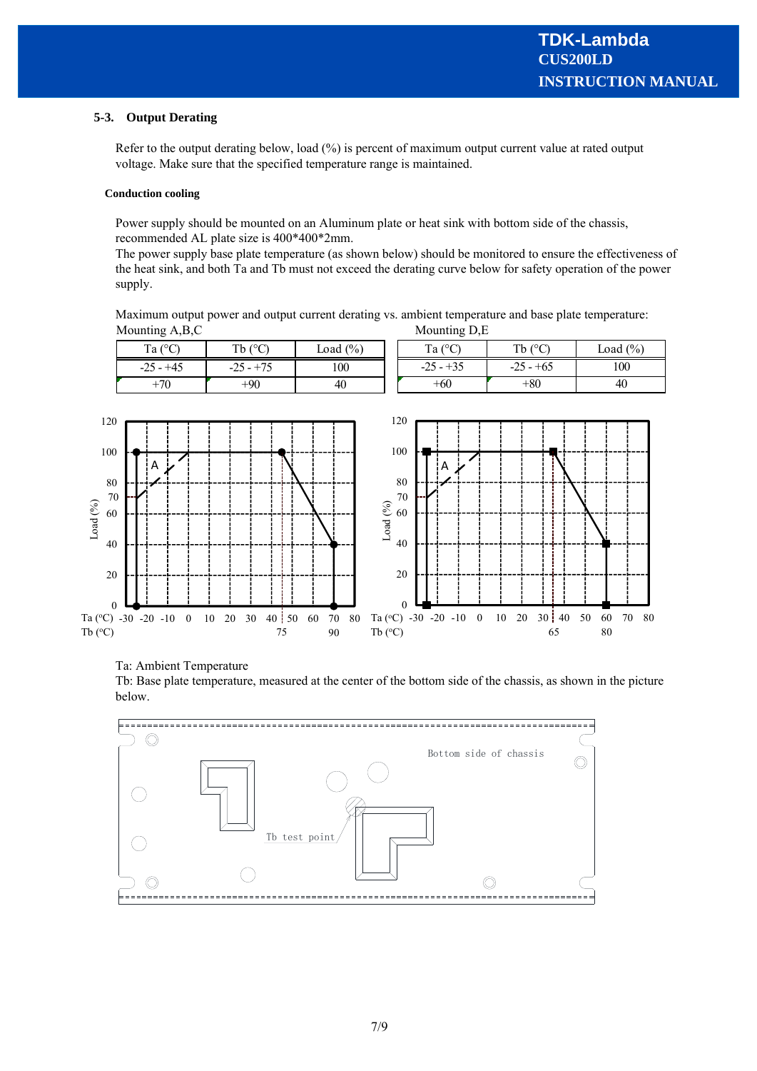## 5-3. Output Derating

Refer to the output derating below, load (%) is percent of maximum output current value at rated output voltage. Make sure that the specified temperature range is maintained.

### Conduction cooling

Power supply should be mounted on an Aluminum plate or heat sink with bottom side of the chassis, recommended AL plate size is 400*400*2mm.
The power supply base plate temperature (as shown below) should be monitored to ensure the effectiveness of the heat sink, and both Ta and Tb must not exceed the derating curve below for safety operation of the power supply.

Maximum output power and output current derating vs. ambient temperature and base plate temperature:

Mounting A,B,C

| Ta (°C) | Tb (°C) | Load (%) |
|---|---|---|
| -25 - +45 | -25 - +75 | 100 |
| +70 | +90 | 40 |

Mounting D,E

| Ta (°C) | Tb (°C) | Load (%) |
|---|---|---|
| -25 - +35 | -25 - +65 | 100 |
| +60 | +80 | 40 |

Ta: Ambient Temperature
Tb: Base plate temperature, measured at the center of the bottom side of the chassis, as shown in the picture below.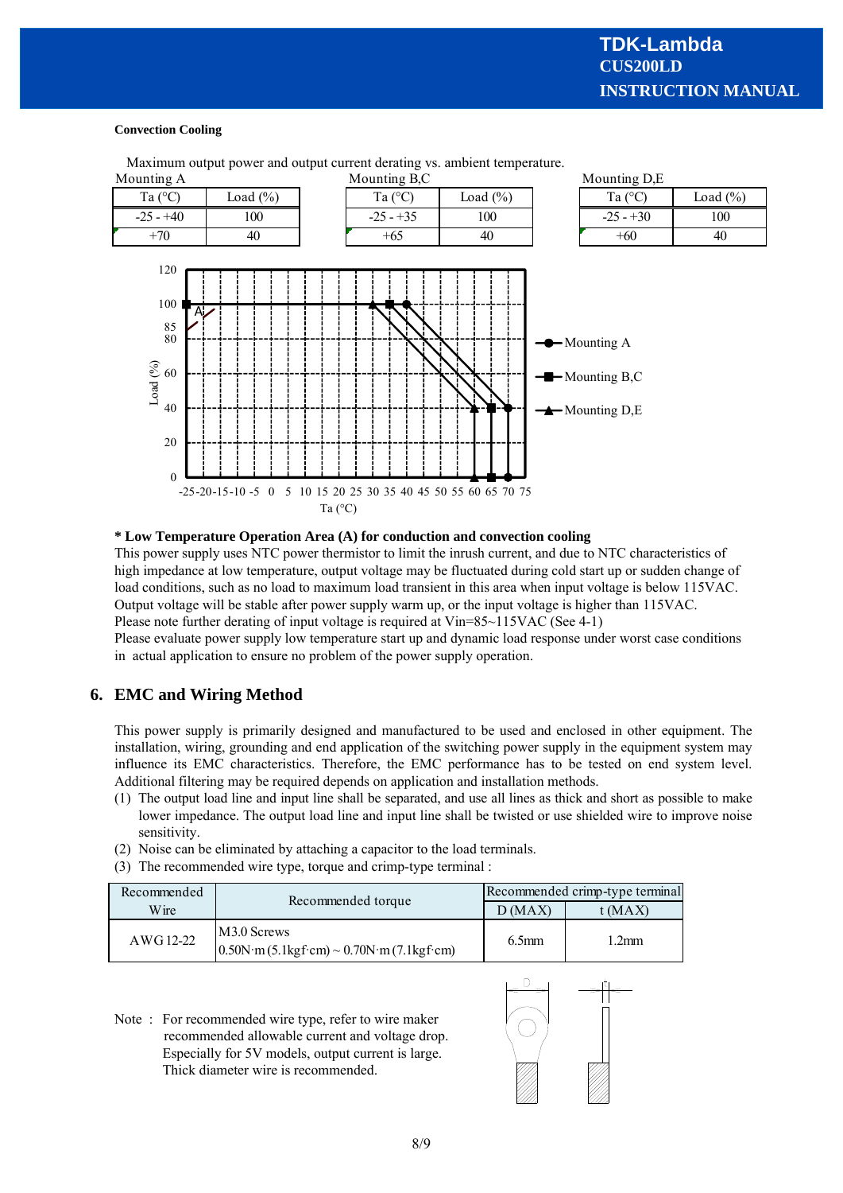**Convection Cooling**

Maximum output power and output current derating vs. ambient temperature.

Mounting A

| Ta (°C) | Load (%) |
|---|---|
| -25 - +40 | 100 |
| +70 | 40 |

Mounting B,C

| Ta (°C) | Load (%) |
|---|---|
| -25 - +35 | 100 |
| +65 | 40 |

Mounting D,E

| Ta (°C) | Load (%) |
|---|---|
| -25 - +30 | 100 |
| +60 | 40 |

**\* Low Temperature Operation Area (A) for conduction and convection cooling**

This power supply uses NTC power thermistor to limit the inrush current, and due to NTC characteristics of high impedance at low temperature, output voltage may be fluctuated during cold start up or sudden change of load conditions, such as no load to maximum load transient in this area when input voltage is below 115VAC. Output voltage will be stable after power supply warm up, or the input voltage is higher than 115VAC.
Please note further derating of input voltage is required at Vin=85~115VAC (See 4-1)
Please evaluate power supply low temperature start up and dynamic load response under worst case conditions in actual application to ensure no problem of the power supply operation.

## 6. EMC and Wiring Method

This power supply is primarily designed and manufactured to be used and enclosed in other equipment. The installation, wiring, grounding and end application of the switching power supply in the equipment system may influence its EMC characteristics. Therefore, the EMC performance has to be tested on end system level. Additional filtering may be required depends on application and installation methods.

(1) The output load line and input line shall be separated, and use all lines as thick and short as possible to make lower impedance. The output load line and input line shall be twisted or use shielded wire to improve noise sensitivity.
(2) Noise can be eliminated by attaching a capacitor to the load terminals.
(3) The recommended wire type, torque and crimp-type terminal :

| Recommended Wire | Recommended torque | Recommended crimp-type terminal | |
|---|---|---|---|
| | | D (MAX) | t (MAX) |
| AWG 12-22 | M3.0 Screws<br>0.50N·m (5.1kgf·cm) ~ 0.70N·m (7.1kgf·cm) | 6.5mm | 1.2mm |

Note : For recommended wire type, refer to wire maker recommended allowable current and voltage drop. Especially for 5V models, output current is large. Thick diameter wire is recommended.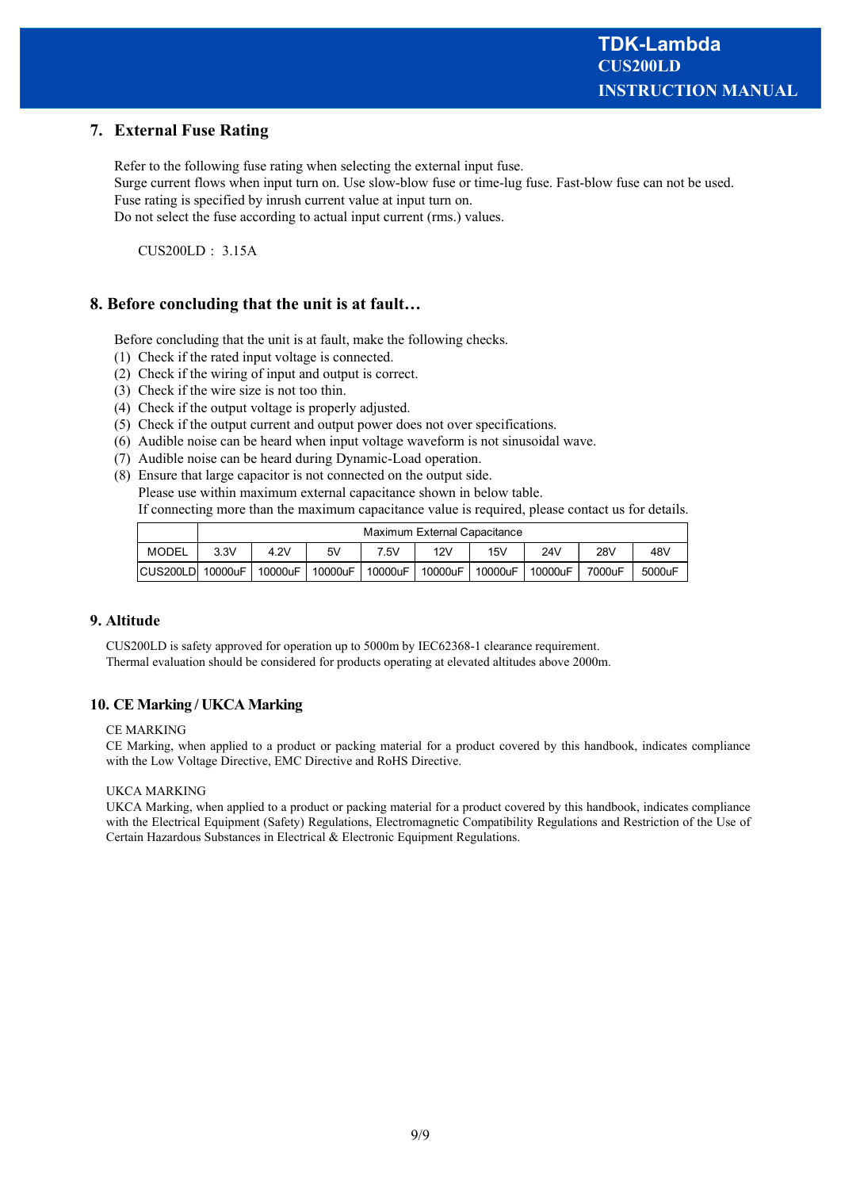## 7. External Fuse Rating

Refer to the following fuse rating when selecting the external input fuse.
Surge current flows when input turn on. Use slow-blow fuse or time-lug fuse. Fast-blow fuse can not be used.
Fuse rating is specified by inrush current value at input turn on.
Do not select the fuse according to actual input current (rms.) values.

CUS200LD : 3.15A

## 8. Before concluding that the unit is at fault…

Before concluding that the unit is at fault, make the following checks.

(1) Check if the rated input voltage is connected.
(2) Check if the wiring of input and output is correct.
(3) Check if the wire size is not too thin.
(4) Check if the output voltage is properly adjusted.
(5) Check if the output current and output power does not over specifications.
(6) Audible noise can be heard when input voltage waveform is not sinusoidal wave.
(7) Audible noise can be heard during Dynamic-Load operation.
(8) Ensure that large capacitor is not connected on the output side.
Please use within maximum external capacitance shown in below table.
If connecting more than the maximum capacitance value is required, please contact us for details.

| | Maximum External Capacitance | | | | | | | | |
|---|---|---|---|---|---|---|---|---|---|
| MODEL | 3.3V | 4.2V | 5V | 7.5V | 12V | 15V | 24V | 28V | 48V |
| CUS200LD | 10000uF | 10000uF | 10000uF | 10000uF | 10000uF | 10000uF | 10000uF | 7000uF | 5000uF |

## 9. Altitude

CUS200LD is safety approved for operation up to 5000m by IEC62368-1 clearance requirement.
Thermal evaluation should be considered for products operating at elevated altitudes above 2000m.

## 10. CE Marking / UKCA Marking

CE MARKING
CE Marking, when applied to a product or packing material for a product covered by this handbook, indicates compliance with the Low Voltage Directive, EMC Directive and RoHS Directive.

UKCA MARKING
UKCA Marking, when applied to a product or packing material for a product covered by this handbook, indicates compliance with the Electrical Equipment (Safety) Regulations, Electromagnetic Compatibility Regulations and Restriction of the Use of Certain Hazardous Substances in Electrical & Electronic Equipment Regulations.